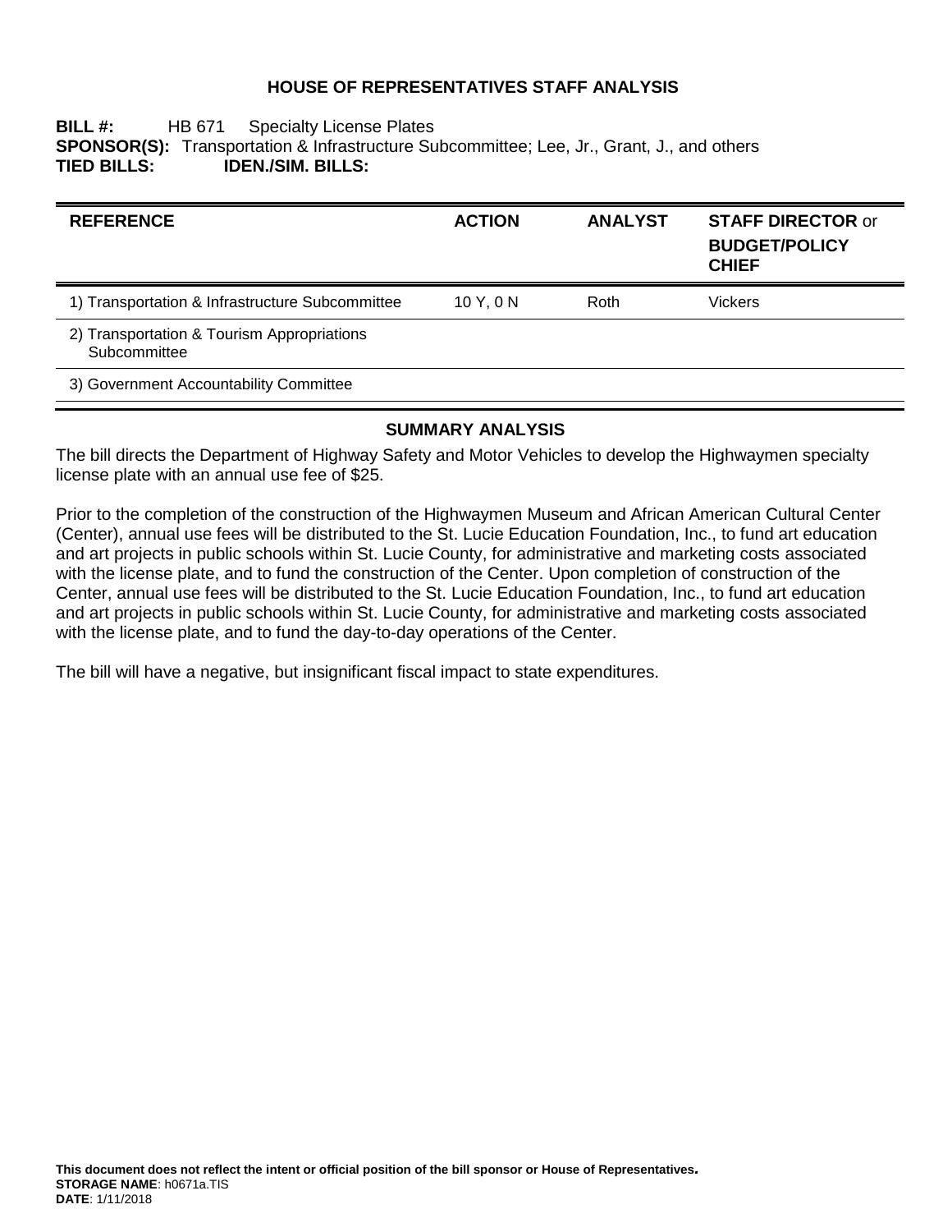# HOUSE OF REPRESENTATIVES STAFF ANALYSIS

**BILL #:** HB 671 Specialty License Plates
**SPONSOR(S):** Transportation & Infrastructure Subcommittee; Lee, Jr., Grant, J., and others
**TIED BILLS:** **IDEN./SIM. BILLS:**

| REFERENCE | ACTION | ANALYST | STAFF DIRECTOR or BUDGET/POLICY CHIEF |
|---|---|---|---|
| 1) Transportation & Infrastructure Subcommittee | 10 Y, 0 N | Roth | Vickers |
| 2) Transportation & Tourism Appropriations Subcommittee | | | |
| 3) Government Accountability Committee | | | |

## SUMMARY ANALYSIS

The bill directs the Department of Highway Safety and Motor Vehicles to develop the Highwaymen specialty license plate with an annual use fee of $25.

Prior to the completion of the construction of the Highwaymen Museum and African American Cultural Center (Center), annual use fees will be distributed to the St. Lucie Education Foundation, Inc., to fund art education and art projects in public schools within St. Lucie County, for administrative and marketing costs associated with the license plate, and to fund the construction of the Center. Upon completion of construction of the Center, annual use fees will be distributed to the St. Lucie Education Foundation, Inc., to fund art education and art projects in public schools within St. Lucie County, for administrative and marketing costs associated with the license plate, and to fund the day-to-day operations of the Center.

The bill will have a negative, but insignificant fiscal impact to state expenditures.

**This document does not reflect the intent or official position of the bill sponsor or House of Representatives.**
**STORAGE NAME**: h0671a.TIS
**DATE**: 1/11/2018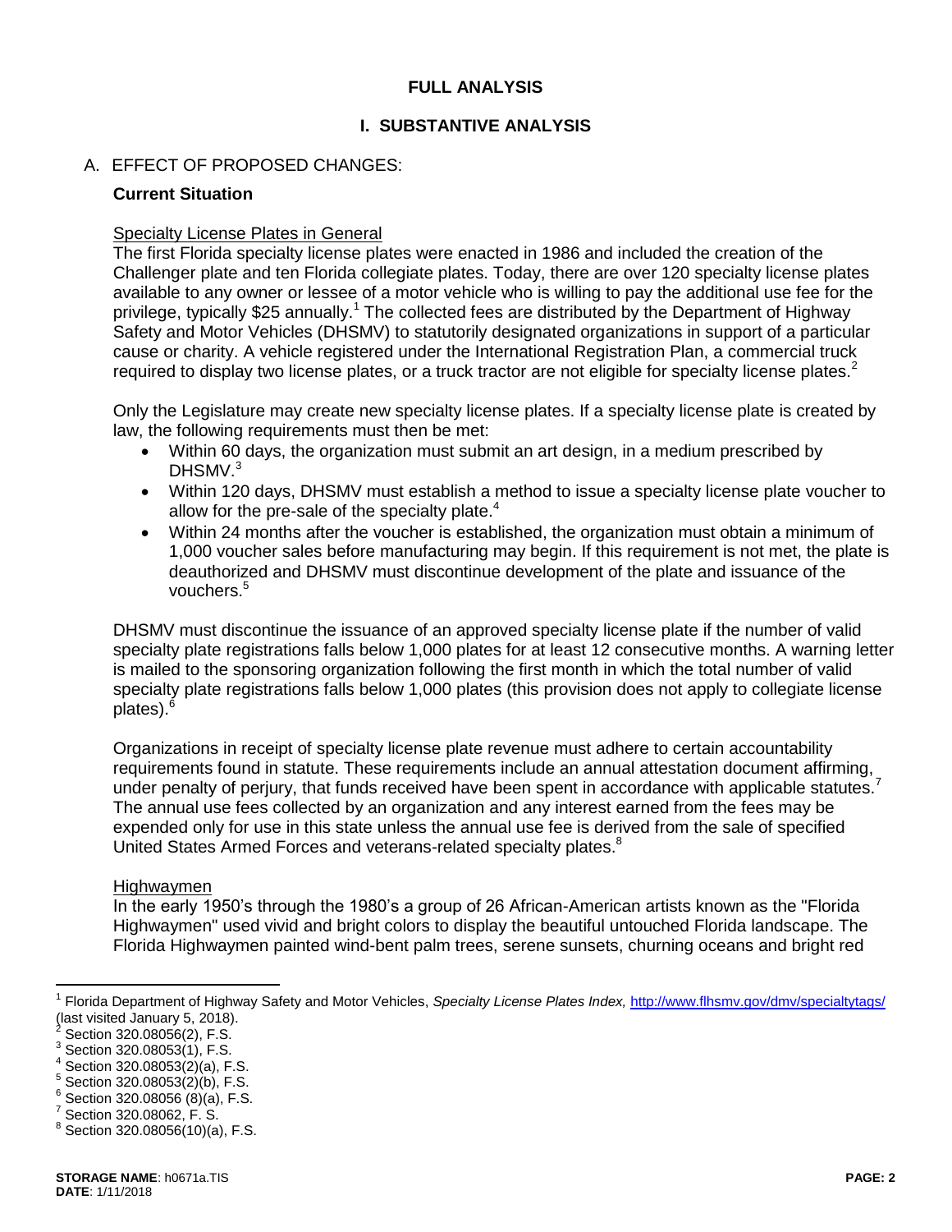## FULL ANALYSIS

### I. SUBSTANTIVE ANALYSIS

A. EFFECT OF PROPOSED CHANGES:

**Current Situation**

Specialty License Plates in General

The first Florida specialty license plates were enacted in 1986 and included the creation of the Challenger plate and ten Florida collegiate plates. Today, there are over 120 specialty license plates available to any owner or lessee of a motor vehicle who is willing to pay the additional use fee for the privilege, typically $25 annually.[1] The collected fees are distributed by the Department of Highway Safety and Motor Vehicles (DHSMV) to statutorily designated organizations in support of a particular cause or charity. A vehicle registered under the International Registration Plan, a commercial truck required to display two license plates, or a truck tractor are not eligible for specialty license plates.[2]

Only the Legislature may create new specialty license plates. If a specialty license plate is created by law, the following requirements must then be met:

- Within 60 days, the organization must submit an art design, in a medium prescribed by DHSMV.[3]
- Within 120 days, DHSMV must establish a method to issue a specialty license plate voucher to allow for the pre-sale of the specialty plate.[4]
- Within 24 months after the voucher is established, the organization must obtain a minimum of 1,000 voucher sales before manufacturing may begin. If this requirement is not met, the plate is deauthorized and DHSMV must discontinue development of the plate and issuance of the vouchers.[5]

DHSMV must discontinue the issuance of an approved specialty license plate if the number of valid specialty plate registrations falls below 1,000 plates for at least 12 consecutive months. A warning letter is mailed to the sponsoring organization following the first month in which the total number of valid specialty plate registrations falls below 1,000 plates (this provision does not apply to collegiate license plates).[6]

Organizations in receipt of specialty license plate revenue must adhere to certain accountability requirements found in statute. These requirements include an annual attestation document affirming, under penalty of perjury, that funds received have been spent in accordance with applicable statutes.[7] The annual use fees collected by an organization and any interest earned from the fees may be expended only for use in this state unless the annual use fee is derived from the sale of specified United States Armed Forces and veterans-related specialty plates.[8]

Highwaymen

In the early 1950's through the 1980's a group of 26 African-American artists known as the "Florida Highwaymen" used vivid and bright colors to display the beautiful untouched Florida landscape. The Florida Highwaymen painted wind-bent palm trees, serene sunsets, churning oceans and bright red

---

[1] Florida Department of Highway Safety and Motor Vehicles, *Specialty License Plates Index,* http://www.flhsmv.gov/dmv/specialtytags/ (last visited January 5, 2018).

[2] Section 320.08056(2), F.S.

[3] Section 320.08053(1), F.S.

[4] Section 320.08053(2)(a), F.S.

[5] Section 320.08053(2)(b), F.S.

[6] Section 320.08056 (8)(a), F.S.

[7] Section 320.08062, F. S.

[8] Section 320.08056(10)(a), F.S.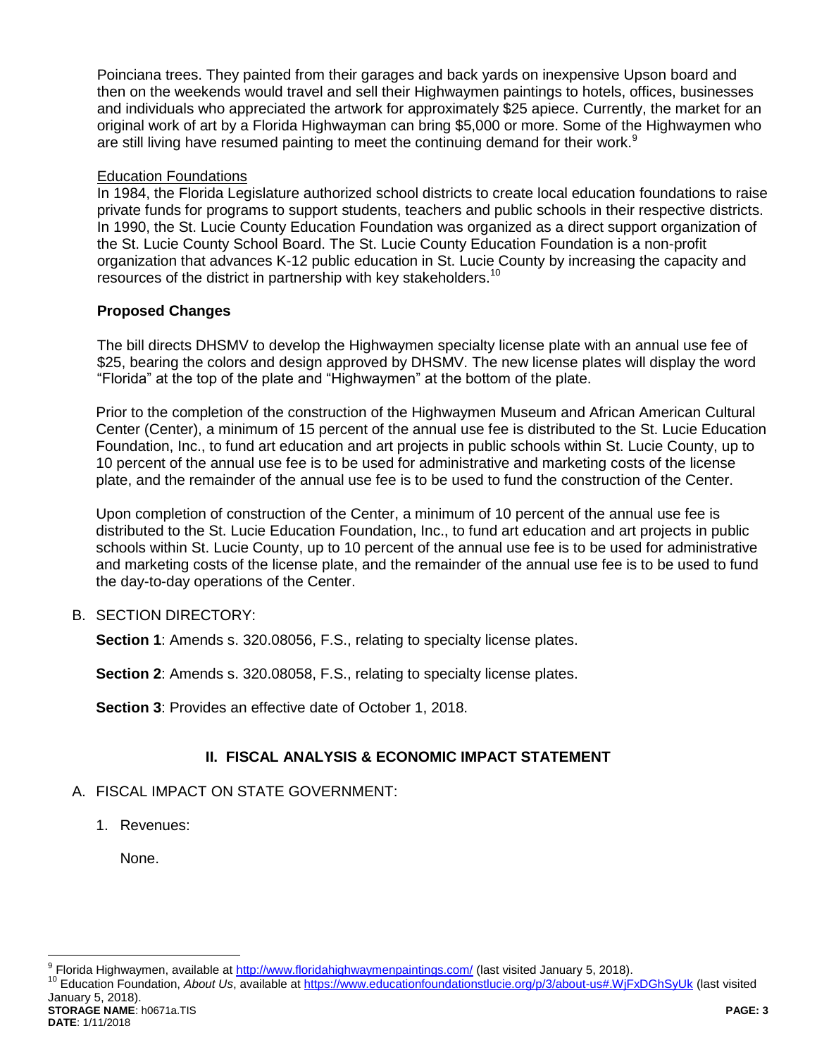Poinciana trees. They painted from their garages and back yards on inexpensive Upson board and then on the weekends would travel and sell their Highwaymen paintings to hotels, offices, businesses and individuals who appreciated the artwork for approximately $25 apiece. Currently, the market for an original work of art by a Florida Highwayman can bring $5,000 or more. Some of the Highwaymen who are still living have resumed painting to meet the continuing demand for their work.[9]

Education Foundations

In 1984, the Florida Legislature authorized school districts to create local education foundations to raise private funds for programs to support students, teachers and public schools in their respective districts. In 1990, the St. Lucie County Education Foundation was organized as a direct support organization of the St. Lucie County School Board. The St. Lucie County Education Foundation is a non-profit organization that advances K-12 public education in St. Lucie County by increasing the capacity and resources of the district in partnership with key stakeholders.[10]

**Proposed Changes**

The bill directs DHSMV to develop the Highwaymen specialty license plate with an annual use fee of $25, bearing the colors and design approved by DHSMV. The new license plates will display the word "Florida" at the top of the plate and "Highwaymen" at the bottom of the plate.

Prior to the completion of the construction of the Highwaymen Museum and African American Cultural Center (Center), a minimum of 15 percent of the annual use fee is distributed to the St. Lucie Education Foundation, Inc., to fund art education and art projects in public schools within St. Lucie County, up to 10 percent of the annual use fee is to be used for administrative and marketing costs of the license plate, and the remainder of the annual use fee is to be used to fund the construction of the Center.

Upon completion of construction of the Center, a minimum of 10 percent of the annual use fee is distributed to the St. Lucie Education Foundation, Inc., to fund art education and art projects in public schools within St. Lucie County, up to 10 percent of the annual use fee is to be used for administrative and marketing costs of the license plate, and the remainder of the annual use fee is to be used to fund the day-to-day operations of the Center.

B. SECTION DIRECTORY:

**Section 1**: Amends s. 320.08056, F.S., relating to specialty license plates.

**Section 2**: Amends s. 320.08058, F.S., relating to specialty license plates.

**Section 3**: Provides an effective date of October 1, 2018.

## II. FISCAL ANALYSIS & ECONOMIC IMPACT STATEMENT

A. FISCAL IMPACT ON STATE GOVERNMENT:

1. Revenues:

   None.

---

[9] Florida Highwaymen, available at http://www.floridahighwaymenpaintings.com/ (last visited January 5, 2018).

[10] Education Foundation, *About Us*, available at https://www.educationfoundationstlucie.org/p/3/about-us#.WjFxDGhSyUk (last visited January 5, 2018).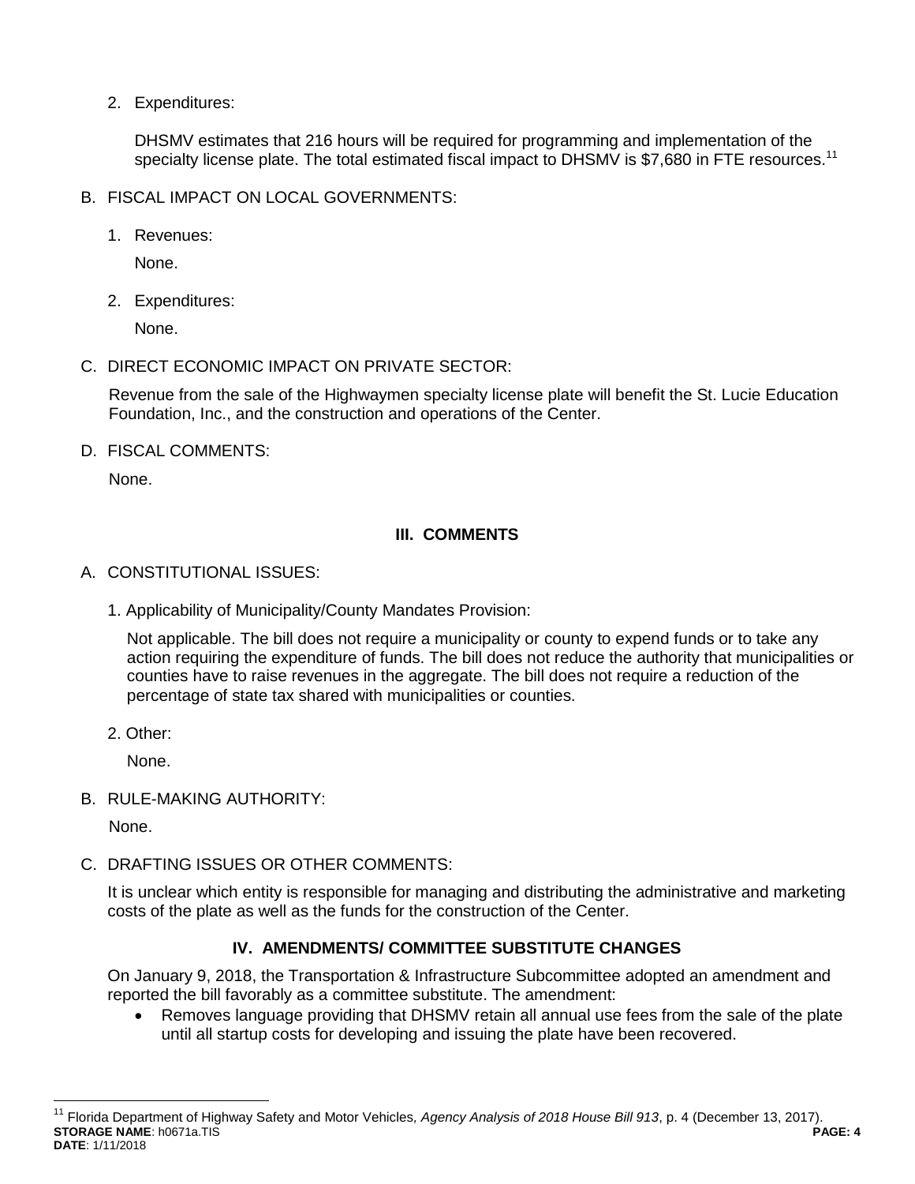2. Expenditures:

   DHSMV estimates that 216 hours will be required for programming and implementation of the specialty license plate. The total estimated fiscal impact to DHSMV is $7,680 in FTE resources.[11]

B. FISCAL IMPACT ON LOCAL GOVERNMENTS:

1. Revenues:

   None.

2. Expenditures:

   None.

C. DIRECT ECONOMIC IMPACT ON PRIVATE SECTOR:

Revenue from the sale of the Highwaymen specialty license plate will benefit the St. Lucie Education Foundation, Inc., and the construction and operations of the Center.

D. FISCAL COMMENTS:

None.

## III. COMMENTS

A. CONSTITUTIONAL ISSUES:

1. Applicability of Municipality/County Mandates Provision:

   Not applicable. The bill does not require a municipality or county to expend funds or to take any action requiring the expenditure of funds. The bill does not reduce the authority that municipalities or counties have to raise revenues in the aggregate. The bill does not require a reduction of the percentage of state tax shared with municipalities or counties.

2. Other:

   None.

B. RULE-MAKING AUTHORITY:

None.

C. DRAFTING ISSUES OR OTHER COMMENTS:

It is unclear which entity is responsible for managing and distributing the administrative and marketing costs of the plate as well as the funds for the construction of the Center.

## IV. AMENDMENTS/ COMMITTEE SUBSTITUTE CHANGES

On January 9, 2018, the Transportation & Infrastructure Subcommittee adopted an amendment and reported the bill favorably as a committee substitute. The amendment:

- Removes language providing that DHSMV retain all annual use fees from the sale of the plate until all startup costs for developing and issuing the plate have been recovered.

---

[11] Florida Department of Highway Safety and Motor Vehicles, *Agency Analysis of 2018 House Bill 913*, p. 4 (December 13, 2017).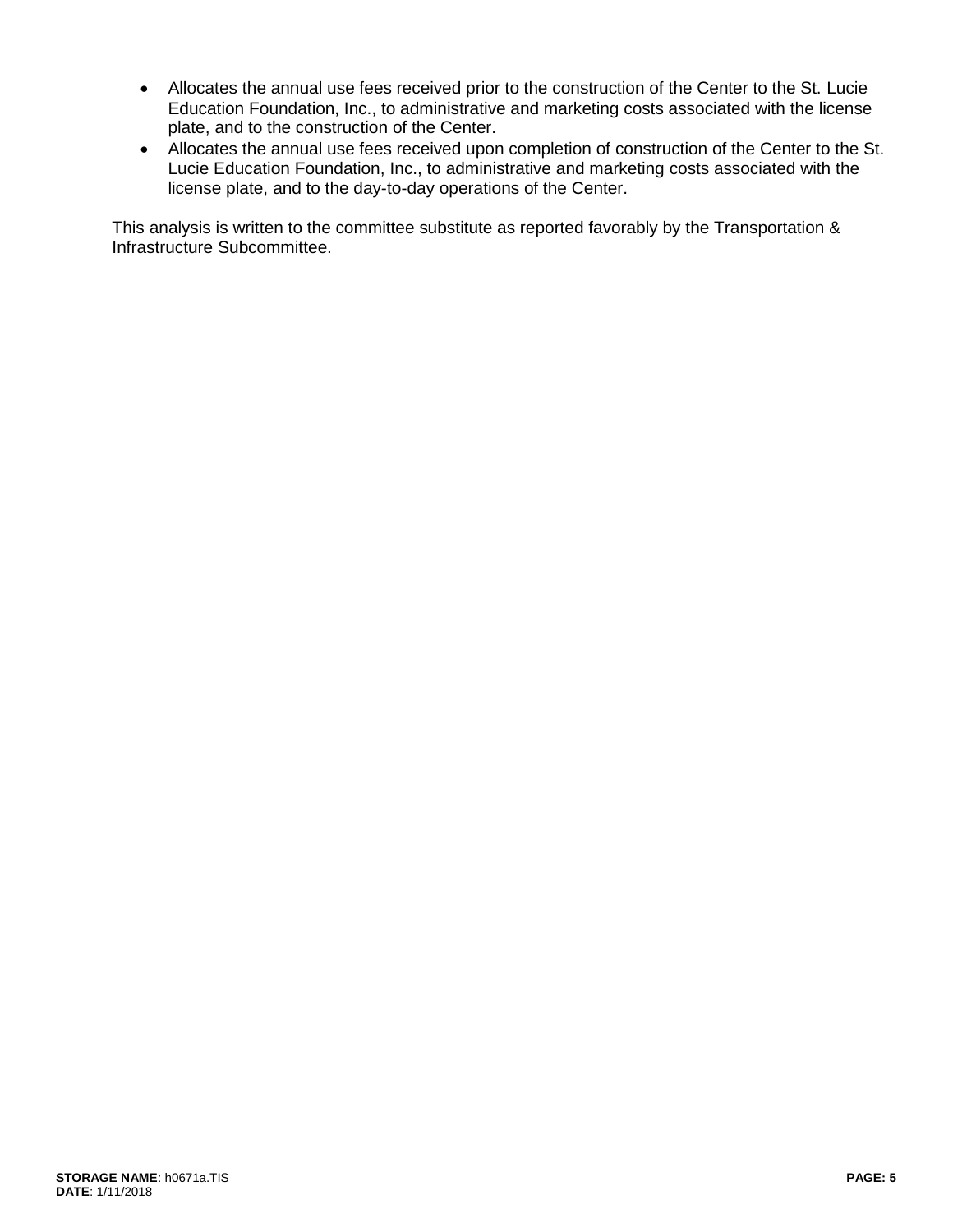- Allocates the annual use fees received prior to the construction of the Center to the St. Lucie Education Foundation, Inc., to administrative and marketing costs associated with the license plate, and to the construction of the Center.
- Allocates the annual use fees received upon completion of construction of the Center to the St. Lucie Education Foundation, Inc., to administrative and marketing costs associated with the license plate, and to the day-to-day operations of the Center.

This analysis is written to the committee substitute as reported favorably by the Transportation & Infrastructure Subcommittee.